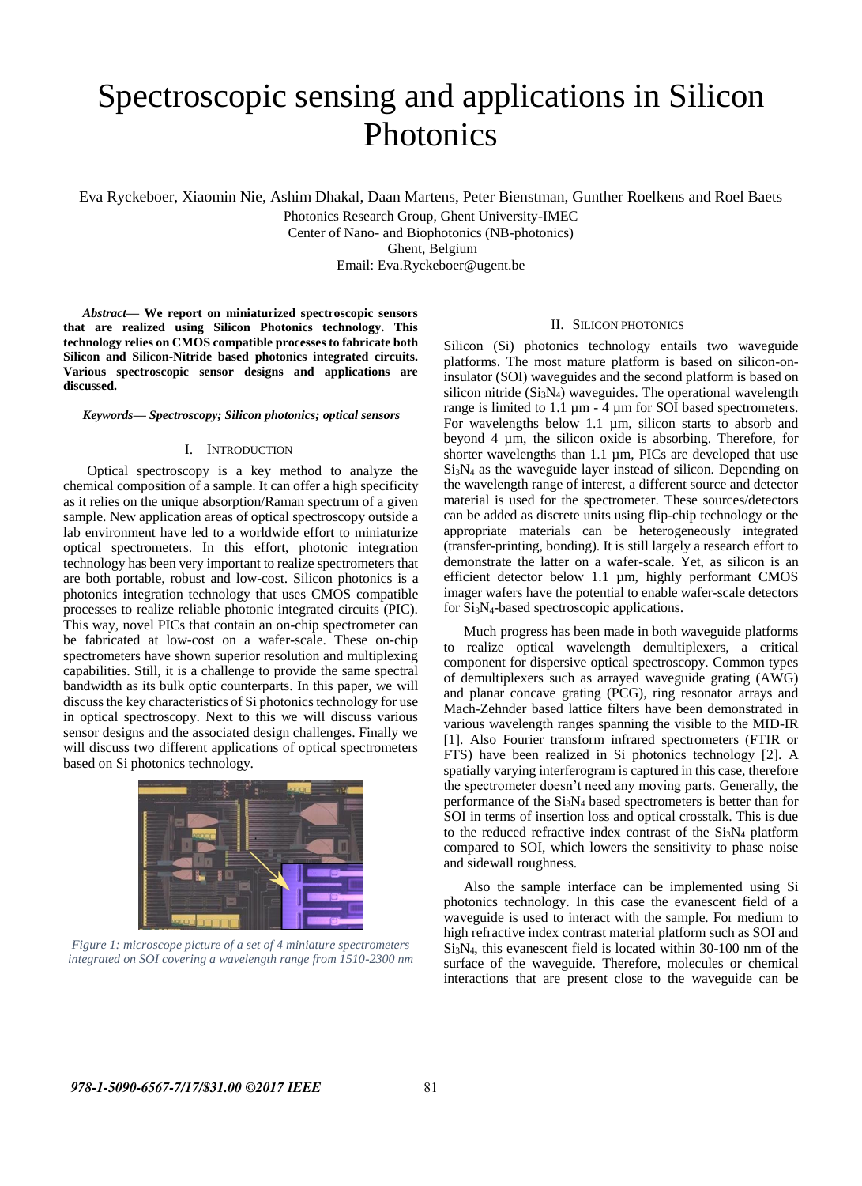# Spectroscopic sensing and applications in Silicon Photonics

Eva Ryckeboer, Xiaomin Nie, Ashim Dhakal, Daan Martens, Peter Bienstman, Gunther Roelkens and Roel Baets

Photonics Research Group, Ghent University-IMEC
Center of Nano- and Biophotonics (NB-photonics)
Ghent, Belgium
Email: Eva.Ryckeboer@ugent.be

***Abstract*— We report on miniaturized spectroscopic sensors that are realized using Silicon Photonics technology. This technology relies on CMOS compatible processes to fabricate both Silicon and Silicon-Nitride based photonics integrated circuits. Various spectroscopic sensor designs and applications are discussed.**

***Keywords*— Spectroscopy; Silicon photonics; optical sensors**

## I. Introduction

Optical spectroscopy is a key method to analyze the chemical composition of a sample. It can offer a high specificity as it relies on the unique absorption/Raman spectrum of a given sample. New application areas of optical spectroscopy outside a lab environment have led to a worldwide effort to miniaturize optical spectrometers. In this effort, photonic integration technology has been very important to realize spectrometers that are both portable, robust and low-cost. Silicon photonics is a photonics integration technology that uses CMOS compatible processes to realize reliable photonic integrated circuits (PIC). This way, novel PICs that contain an on-chip spectrometer can be fabricated at low-cost on a wafer-scale. These on-chip spectrometers have shown superior resolution and multiplexing capabilities. Still, it is a challenge to provide the same spectral bandwidth as its bulk optic counterparts. In this paper, we will discuss the key characteristics of Si photonics technology for use in optical spectroscopy. Next to this we will discuss various sensor designs and the associated design challenges. Finally we will discuss two different applications of optical spectrometers based on Si photonics technology.

*Figure 1: microscope picture of a set of 4 miniature spectrometers integrated on SOI covering a wavelength range from 1510-2300 nm*

## II. Silicon Photonics

Silicon (Si) photonics technology entails two waveguide platforms. The most mature platform is based on silicon-on-insulator (SOI) waveguides and the second platform is based on silicon nitride ($Si_3N_4$) waveguides. The operational wavelength range is limited to 1.1 µm - 4 µm for SOI based spectrometers. For wavelengths below 1.1 µm, silicon starts to absorb and beyond 4 µm, the silicon oxide is absorbing. Therefore, for shorter wavelengths than 1.1 µm, PICs are developed that use $Si_3N_4$ as the waveguide layer instead of silicon. Depending on the wavelength range of interest, a different source and detector material is used for the spectrometer. These sources/detectors can be added as discrete units using flip-chip technology or the appropriate materials can be heterogeneously integrated (transfer-printing, bonding). It is still largely a research effort to demonstrate the latter on a wafer-scale. Yet, as silicon is an efficient detector below 1.1 µm, highly performant CMOS imager wafers have the potential to enable wafer-scale detectors for $Si_3N_4$-based spectroscopic applications.

Much progress has been made in both waveguide platforms to realize optical wavelength demultiplexers, a critical component for dispersive optical spectroscopy. Common types of demultiplexers such as arrayed waveguide grating (AWG) and planar concave grating (PCG), ring resonator arrays and Mach-Zehnder based lattice filters have been demonstrated in various wavelength ranges spanning the visible to the MID-IR [1]. Also Fourier transform infrared spectrometers (FTIR or FTS) have been realized in Si photonics technology [2]. A spatially varying interferogram is captured in this case, therefore the spectrometer doesn't need any moving parts. Generally, the performance of the $Si_3N_4$ based spectrometers is better than for SOI in terms of insertion loss and optical crosstalk. This is due to the reduced refractive index contrast of the $Si_3N_4$ platform compared to SOI, which lowers the sensitivity to phase noise and sidewall roughness.

Also the sample interface can be implemented using Si photonics technology. In this case the evanescent field of a waveguide is used to interact with the sample. For medium to high refractive index contrast material platform such as SOI and $Si_3N_4$, this evanescent field is located within 30-100 nm of the surface of the waveguide. Therefore, molecules or chemical interactions that are present close to the waveguide can be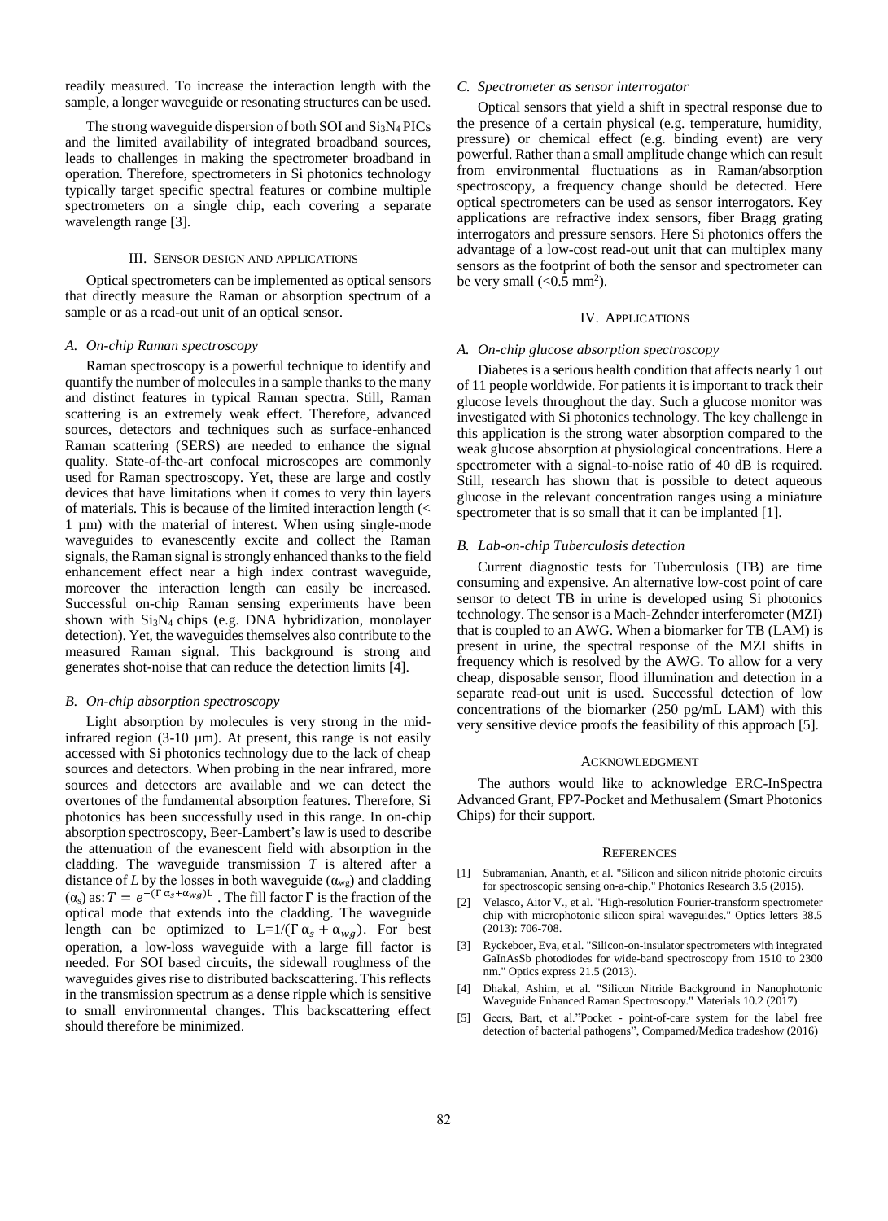readily measured. To increase the interaction length with the sample, a longer waveguide or resonating structures can be used.

The strong waveguide dispersion of both SOI and $Si_3N_4$ PICs and the limited availability of integrated broadband sources, leads to challenges in making the spectrometer broadband in operation. Therefore, spectrometers in Si photonics technology typically target specific spectral features or combine multiple spectrometers on a single chip, each covering a separate wavelength range [3].

## III. Sensor design and applications

Optical spectrometers can be implemented as optical sensors that directly measure the Raman or absorption spectrum of a sample or as a read-out unit of an optical sensor.

### A. On-chip Raman spectroscopy

Raman spectroscopy is a powerful technique to identify and quantify the number of molecules in a sample thanks to the many and distinct features in typical Raman spectra. Still, Raman scattering is an extremely weak effect. Therefore, advanced sources, detectors and techniques such as surface-enhanced Raman scattering (SERS) are needed to enhance the signal quality. State-of-the-art confocal microscopes are commonly used for Raman spectroscopy. Yet, these are large and costly devices that have limitations when it comes to very thin layers of materials. This is because of the limited interaction length (< 1 µm) with the material of interest. When using single-mode waveguides to evanescently excite and collect the Raman signals, the Raman signal is strongly enhanced thanks to the field enhancement effect near a high index contrast waveguide, moreover the interaction length can easily be increased. Successful on-chip Raman sensing experiments have been shown with $Si_3N_4$ chips (e.g. DNA hybridization, monolayer detection). Yet, the waveguides themselves also contribute to the measured Raman signal. This background is strong and generates shot-noise that can reduce the detection limits [4].

### B. On-chip absorption spectroscopy

Light absorption by molecules is very strong in the mid-infrared region (3-10 µm). At present, this range is not easily accessed with Si photonics technology due to the lack of cheap sources and detectors. When probing in the near infrared, more sources and detectors are available and we can detect the overtones of the fundamental absorption features. Therefore, Si photonics has been successfully used in this range. In on-chip absorption spectroscopy, Beer-Lambert's law is used to describe the attenuation of the evanescent field with absorption in the cladding. The waveguide transmission $T$ is altered after a distance of $L$ by the losses in both waveguide ($\alpha_{wg}$) and cladding ($\alpha_s$) as: $T = e^{-(\Gamma \alpha_s + \alpha_{wg})L}$ . The fill factor $\mathbf{\Gamma}$ is the fraction of the optical mode that extends into the cladding. The waveguide length can be optimized to $L=1/(\Gamma \alpha_s + \alpha_{wg})$. For best operation, a low-loss waveguide with a large fill factor is needed. For SOI based circuits, the sidewall roughness of the waveguides gives rise to distributed backscattering. This reflects in the transmission spectrum as a dense ripple which is sensitive to small environmental changes. This backscattering effect should therefore be minimized.

### C. Spectrometer as sensor interrogator

Optical sensors that yield a shift in spectral response due to the presence of a certain physical (e.g. temperature, humidity, pressure) or chemical effect (e.g. binding event) are very powerful. Rather than a small amplitude change which can result from environmental fluctuations as in Raman/absorption spectroscopy, a frequency change should be detected. Here optical spectrometers can be used as sensor interrogators. Key applications are refractive index sensors, fiber Bragg grating interrogators and pressure sensors. Here Si photonics offers the advantage of a low-cost read-out unit that can multiplex many sensors as the footprint of both the sensor and spectrometer can be very small (<0.5 mm$^2$).

## IV. Applications

### A. On-chip glucose absorption spectroscopy

Diabetes is a serious health condition that affects nearly 1 out of 11 people worldwide. For patients it is important to track their glucose levels throughout the day. Such a glucose monitor was investigated with Si photonics technology. The key challenge in this application is the strong water absorption compared to the weak glucose absorption at physiological concentrations. Here a spectrometer with a signal-to-noise ratio of 40 dB is required. Still, research has shown that is possible to detect aqueous glucose in the relevant concentration ranges using a miniature spectrometer that is so small that it can be implanted [1].

### B. Lab-on-chip Tuberculosis detection

Current diagnostic tests for Tuberculosis (TB) are time consuming and expensive. An alternative low-cost point of care sensor to detect TB in urine is developed using Si photonics technology. The sensor is a Mach-Zehnder interferometer (MZI) that is coupled to an AWG. When a biomarker for TB (LAM) is present in urine, the spectral response of the MZI shifts in frequency which is resolved by the AWG. To allow for a very cheap, disposable sensor, flood illumination and detection in a separate read-out unit is used. Successful detection of low concentrations of the biomarker (250 pg/mL LAM) with this very sensitive device proofs the feasibility of this approach [5].

## Acknowledgment

The authors would like to acknowledge ERC-InSpectra Advanced Grant, FP7-Pocket and Methusalem (Smart Photonics Chips) for their support.

## References

[1] Subramanian, Ananth, et al. "Silicon and silicon nitride photonic circuits for spectroscopic sensing on-a-chip." Photonics Research 3.5 (2015).

[2] Velasco, Aitor V., et al. "High-resolution Fourier-transform spectrometer chip with microphotonic silicon spiral waveguides." Optics letters 38.5 (2013): 706-708.

[3] Ryckeboer, Eva, et al. "Silicon-on-insulator spectrometers with integrated GaInAsSb photodiodes for wide-band spectroscopy from 1510 to 2300 nm." Optics express 21.5 (2013).

[4] Dhakal, Ashim, et al. "Silicon Nitride Background in Nanophotonic Waveguide Enhanced Raman Spectroscopy." Materials 10.2 (2017)

[5] Geers, Bart, et al."Pocket - point-of-care system for the label free detection of bacterial pathogens", Compamed/Medica tradeshow (2016)